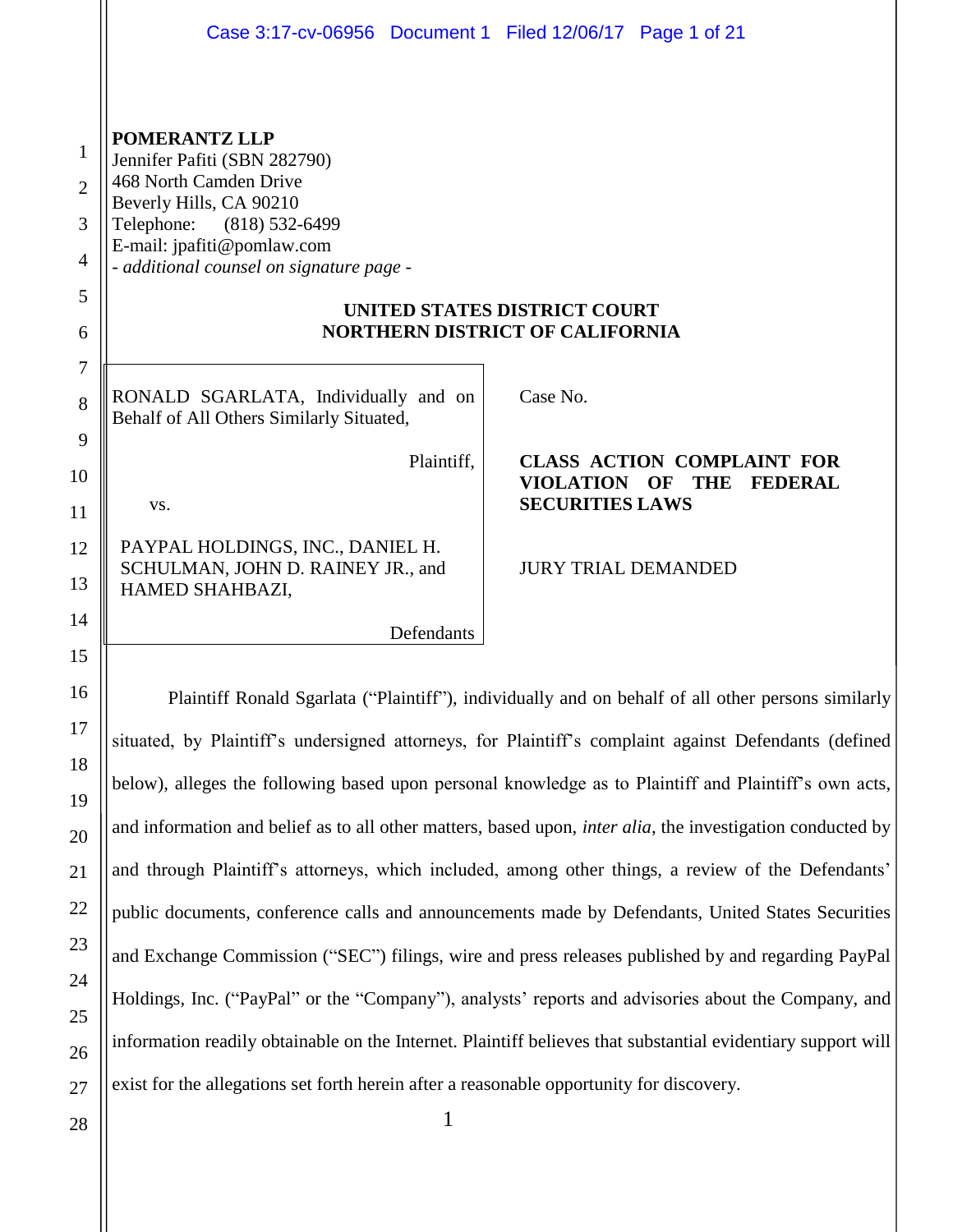**POMERANTZ LLP**
Jennifer Pafiti (SBN 282790)
468 North Camden Drive
Beverly Hills, CA 90210
Telephone: (818) 532-6499
E-mail: jpafiti@pomlaw.com
*- additional counsel on signature page -*

**UNITED STATES DISTRICT COURT**
**NORTHERN DISTRICT OF CALIFORNIA**

RONALD SGARLATA, Individually and on Behalf of All Others Similarly Situated,

Plaintiff,

vs.

PAYPAL HOLDINGS, INC., DANIEL H. SCHULMAN, JOHN D. RAINEY JR., and HAMED SHAHBAZI,

Defendants

Case No.

**CLASS ACTION COMPLAINT FOR VIOLATION OF THE FEDERAL SECURITIES LAWS**

JURY TRIAL DEMANDED

Plaintiff Ronald Sgarlata ("Plaintiff"), individually and on behalf of all other persons similarly situated, by Plaintiff's undersigned attorneys, for Plaintiff's complaint against Defendants (defined below), alleges the following based upon personal knowledge as to Plaintiff and Plaintiff's own acts, and information and belief as to all other matters, based upon, *inter alia*, the investigation conducted by and through Plaintiff's attorneys, which included, among other things, a review of the Defendants' public documents, conference calls and announcements made by Defendants, United States Securities and Exchange Commission ("SEC") filings, wire and press releases published by and regarding PayPal Holdings, Inc. ("PayPal" or the "Company"), analysts' reports and advisories about the Company, and information readily obtainable on the Internet. Plaintiff believes that substantial evidentiary support will exist for the allegations set forth herein after a reasonable opportunity for discovery.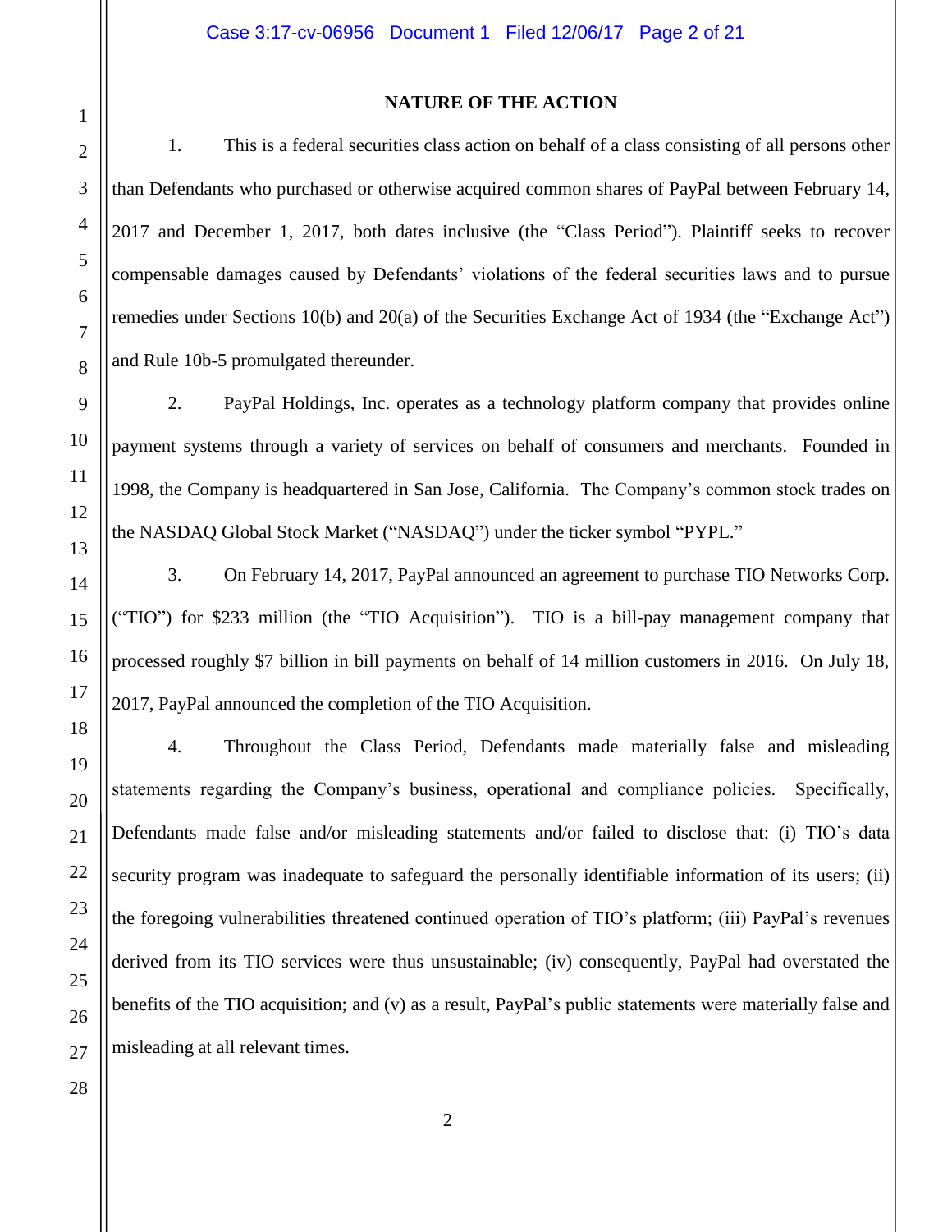## NATURE OF THE ACTION

1. This is a federal securities class action on behalf of a class consisting of all persons other than Defendants who purchased or otherwise acquired common shares of PayPal between February 14, 2017 and December 1, 2017, both dates inclusive (the "Class Period"). Plaintiff seeks to recover compensable damages caused by Defendants' violations of the federal securities laws and to pursue remedies under Sections 10(b) and 20(a) of the Securities Exchange Act of 1934 (the "Exchange Act") and Rule 10b-5 promulgated thereunder.

2. PayPal Holdings, Inc. operates as a technology platform company that provides online payment systems through a variety of services on behalf of consumers and merchants. Founded in 1998, the Company is headquartered in San Jose, California. The Company's common stock trades on the NASDAQ Global Stock Market ("NASDAQ") under the ticker symbol "PYPL."

3. On February 14, 2017, PayPal announced an agreement to purchase TIO Networks Corp. ("TIO") for $233 million (the "TIO Acquisition"). TIO is a bill-pay management company that processed roughly $7 billion in bill payments on behalf of 14 million customers in 2016. On July 18, 2017, PayPal announced the completion of the TIO Acquisition.

4. Throughout the Class Period, Defendants made materially false and misleading statements regarding the Company's business, operational and compliance policies. Specifically, Defendants made false and/or misleading statements and/or failed to disclose that: (i) TIO's data security program was inadequate to safeguard the personally identifiable information of its users; (ii) the foregoing vulnerabilities threatened continued operation of TIO's platform; (iii) PayPal's revenues derived from its TIO services were thus unsustainable; (iv) consequently, PayPal had overstated the benefits of the TIO acquisition; and (v) as a result, PayPal's public statements were materially false and misleading at all relevant times.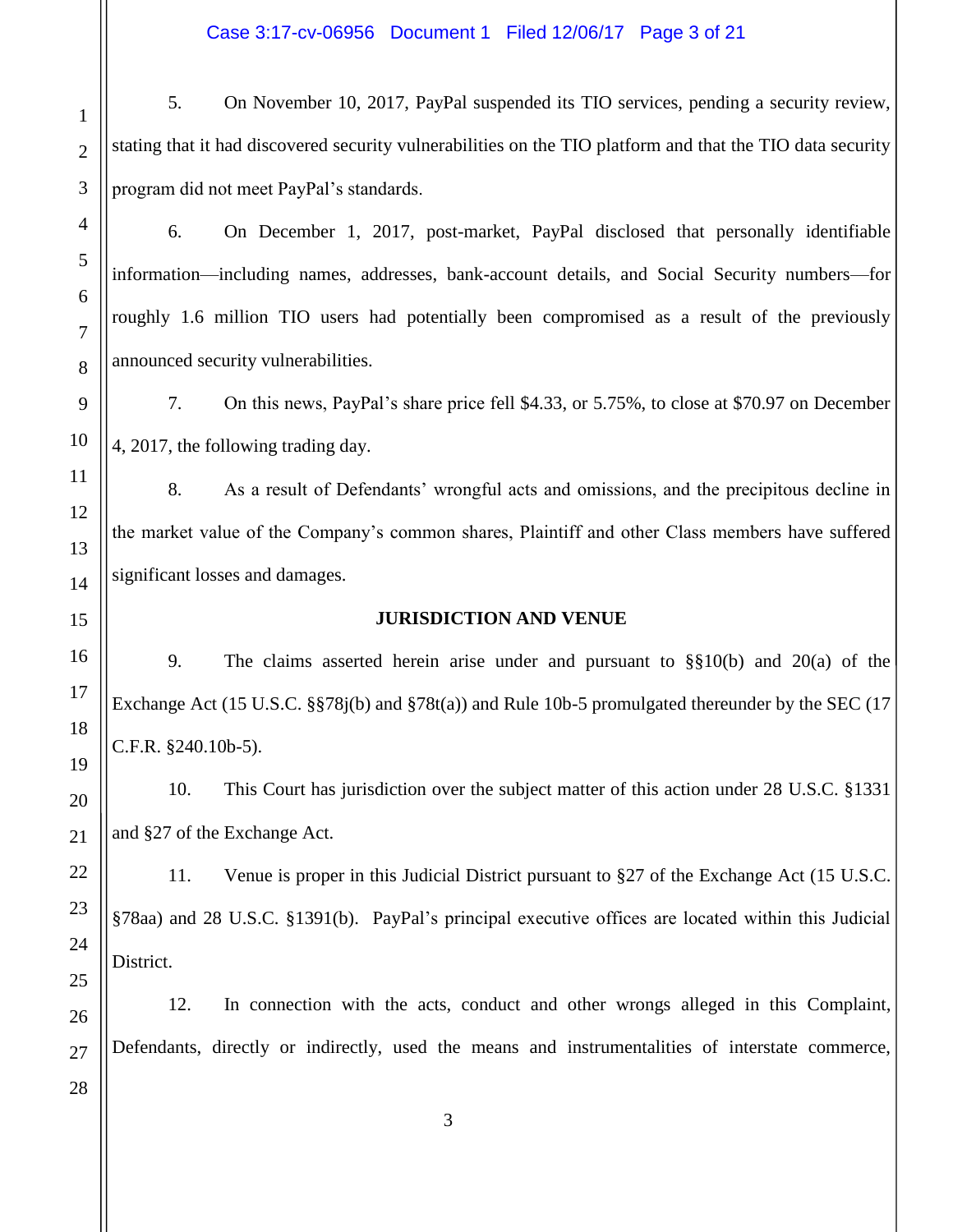5. On November 10, 2017, PayPal suspended its TIO services, pending a security review, stating that it had discovered security vulnerabilities on the TIO platform and that the TIO data security program did not meet PayPal's standards.

6. On December 1, 2017, post-market, PayPal disclosed that personally identifiable information—including names, addresses, bank-account details, and Social Security numbers—for roughly 1.6 million TIO users had potentially been compromised as a result of the previously announced security vulnerabilities.

7. On this news, PayPal's share price fell $4.33, or 5.75%, to close at $70.97 on December 4, 2017, the following trading day.

8. As a result of Defendants' wrongful acts and omissions, and the precipitous decline in the market value of the Company's common shares, Plaintiff and other Class members have suffered significant losses and damages.

## JURISDICTION AND VENUE

9. The claims asserted herein arise under and pursuant to §§10(b) and 20(a) of the Exchange Act (15 U.S.C. §§78j(b) and §78t(a)) and Rule 10b-5 promulgated thereunder by the SEC (17 C.F.R. §240.10b-5).

10. This Court has jurisdiction over the subject matter of this action under 28 U.S.C. §1331 and §27 of the Exchange Act.

11. Venue is proper in this Judicial District pursuant to §27 of the Exchange Act (15 U.S.C. §78aa) and 28 U.S.C. §1391(b). PayPal's principal executive offices are located within this Judicial District.

12. In connection with the acts, conduct and other wrongs alleged in this Complaint, Defendants, directly or indirectly, used the means and instrumentalities of interstate commerce,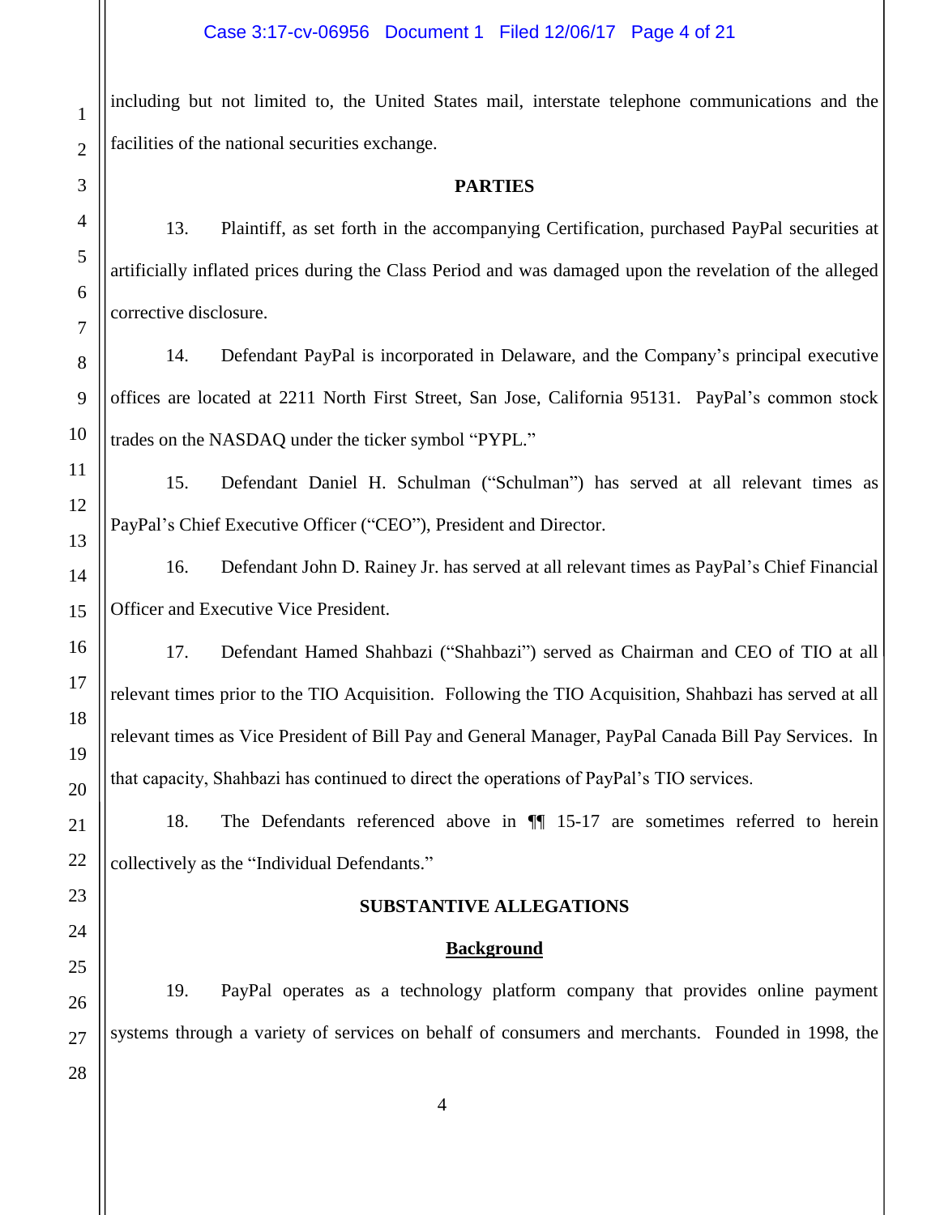including but not limited to, the United States mail, interstate telephone communications and the facilities of the national securities exchange.

**PARTIES**

13. Plaintiff, as set forth in the accompanying Certification, purchased PayPal securities at artificially inflated prices during the Class Period and was damaged upon the revelation of the alleged corrective disclosure.

14. Defendant PayPal is incorporated in Delaware, and the Company's principal executive offices are located at 2211 North First Street, San Jose, California 95131. PayPal's common stock trades on the NASDAQ under the ticker symbol "PYPL."

15. Defendant Daniel H. Schulman ("Schulman") has served at all relevant times as PayPal's Chief Executive Officer ("CEO"), President and Director.

16. Defendant John D. Rainey Jr. has served at all relevant times as PayPal's Chief Financial Officer and Executive Vice President.

17. Defendant Hamed Shahbazi ("Shahbazi") served as Chairman and CEO of TIO at all relevant times prior to the TIO Acquisition. Following the TIO Acquisition, Shahbazi has served at all relevant times as Vice President of Bill Pay and General Manager, PayPal Canada Bill Pay Services. In that capacity, Shahbazi has continued to direct the operations of PayPal's TIO services.

18. The Defendants referenced above in ¶¶ 15-17 are sometimes referred to herein collectively as the "Individual Defendants."

**SUBSTANTIVE ALLEGATIONS**

**Background**

19. PayPal operates as a technology platform company that provides online payment systems through a variety of services on behalf of consumers and merchants. Founded in 1998, the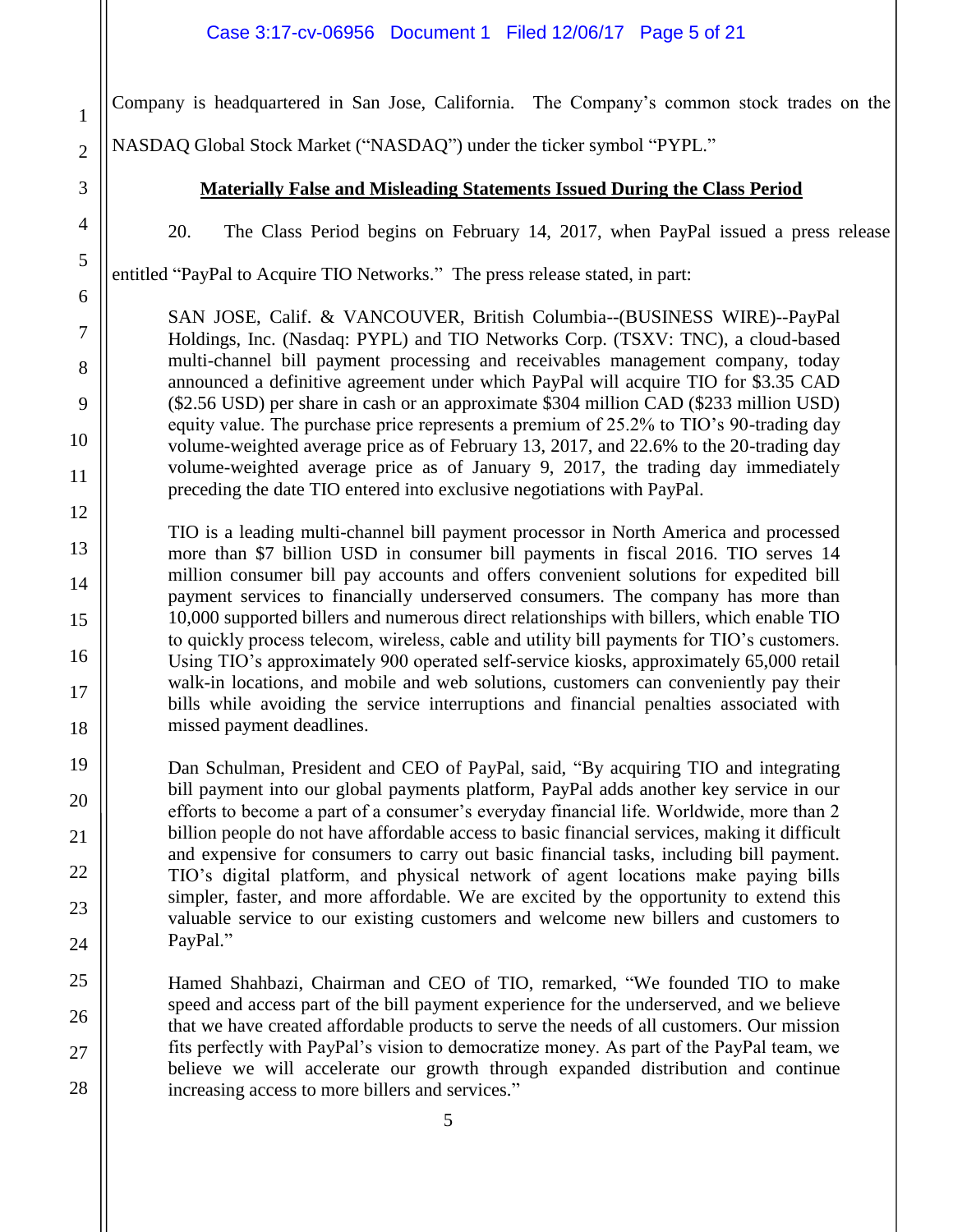Company is headquartered in San Jose, California. The Company's common stock trades on the NASDAQ Global Stock Market ("NASDAQ") under the ticker symbol "PYPL."

## Materially False and Misleading Statements Issued During the Class Period

20. The Class Period begins on February 14, 2017, when PayPal issued a press release entitled "PayPal to Acquire TIO Networks." The press release stated, in part:

> SAN JOSE, Calif. & VANCOUVER, British Columbia--(BUSINESS WIRE)--PayPal Holdings, Inc. (Nasdaq: PYPL) and TIO Networks Corp. (TSXV: TNC), a cloud-based multi-channel bill payment processing and receivables management company, today announced a definitive agreement under which PayPal will acquire TIO for $3.35 CAD ($2.56 USD) per share in cash or an approximate $304 million CAD ($233 million USD) equity value. The purchase price represents a premium of 25.2% to TIO's 90-trading day volume-weighted average price as of February 13, 2017, and 22.6% to the 20-trading day volume-weighted average price as of January 9, 2017, the trading day immediately preceding the date TIO entered into exclusive negotiations with PayPal.
>
> TIO is a leading multi-channel bill payment processor in North America and processed more than $7 billion USD in consumer bill payments in fiscal 2016. TIO serves 14 million consumer bill pay accounts and offers convenient solutions for expedited bill payment services to financially underserved consumers. The company has more than 10,000 supported billers and numerous direct relationships with billers, which enable TIO to quickly process telecom, wireless, cable and utility bill payments for TIO's customers. Using TIO's approximately 900 operated self-service kiosks, approximately 65,000 retail walk-in locations, and mobile and web solutions, customers can conveniently pay their bills while avoiding the service interruptions and financial penalties associated with missed payment deadlines.
>
> Dan Schulman, President and CEO of PayPal, said, "By acquiring TIO and integrating bill payment into our global payments platform, PayPal adds another key service in our efforts to become a part of a consumer's everyday financial life. Worldwide, more than 2 billion people do not have affordable access to basic financial services, making it difficult and expensive for consumers to carry out basic financial tasks, including bill payment. TIO's digital platform, and physical network of agent locations make paying bills simpler, faster, and more affordable. We are excited by the opportunity to extend this valuable service to our existing customers and welcome new billers and customers to PayPal."
>
> Hamed Shahbazi, Chairman and CEO of TIO, remarked, "We founded TIO to make speed and access part of the bill payment experience for the underserved, and we believe that we have created affordable products to serve the needs of all customers. Our mission fits perfectly with PayPal's vision to democratize money. As part of the PayPal team, we believe we will accelerate our growth through expanded distribution and continue increasing access to more billers and services."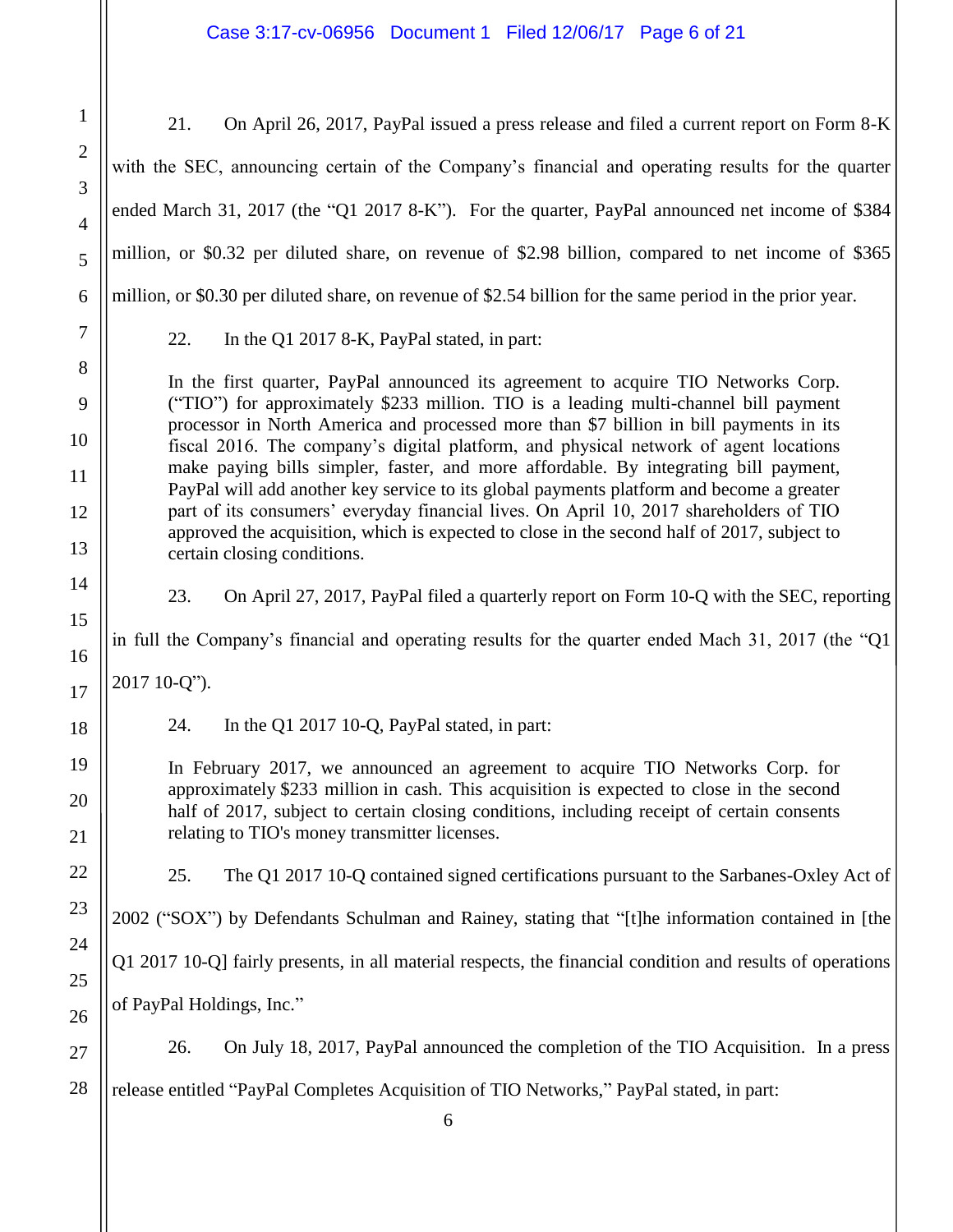21. On April 26, 2017, PayPal issued a press release and filed a current report on Form 8-K with the SEC, announcing certain of the Company's financial and operating results for the quarter ended March 31, 2017 (the "Q1 2017 8-K"). For the quarter, PayPal announced net income of $384 million, or $0.32 per diluted share, on revenue of $2.98 billion, compared to net income of $365 million, or $0.30 per diluted share, on revenue of $2.54 billion for the same period in the prior year.

22. In the Q1 2017 8-K, PayPal stated, in part:

> In the first quarter, PayPal announced its agreement to acquire TIO Networks Corp. ("TIO") for approximately $233 million. TIO is a leading multi-channel bill payment processor in North America and processed more than $7 billion in bill payments in its fiscal 2016. The company's digital platform, and physical network of agent locations make paying bills simpler, faster, and more affordable. By integrating bill payment, PayPal will add another key service to its global payments platform and become a greater part of its consumers' everyday financial lives. On April 10, 2017 shareholders of TIO approved the acquisition, which is expected to close in the second half of 2017, subject to certain closing conditions.

23. On April 27, 2017, PayPal filed a quarterly report on Form 10-Q with the SEC, reporting in full the Company's financial and operating results for the quarter ended Mach 31, 2017 (the "Q1 2017 10-Q").

24. In the Q1 2017 10-Q, PayPal stated, in part:

> In February 2017, we announced an agreement to acquire TIO Networks Corp. for approximately $233 million in cash. This acquisition is expected to close in the second half of 2017, subject to certain closing conditions, including receipt of certain consents relating to TIO's money transmitter licenses.

25. The Q1 2017 10-Q contained signed certifications pursuant to the Sarbanes-Oxley Act of 2002 ("SOX") by Defendants Schulman and Rainey, stating that "[t]he information contained in [the Q1 2017 10-Q] fairly presents, in all material respects, the financial condition and results of operations of PayPal Holdings, Inc."

26. On July 18, 2017, PayPal announced the completion of the TIO Acquisition. In a press release entitled "PayPal Completes Acquisition of TIO Networks," PayPal stated, in part: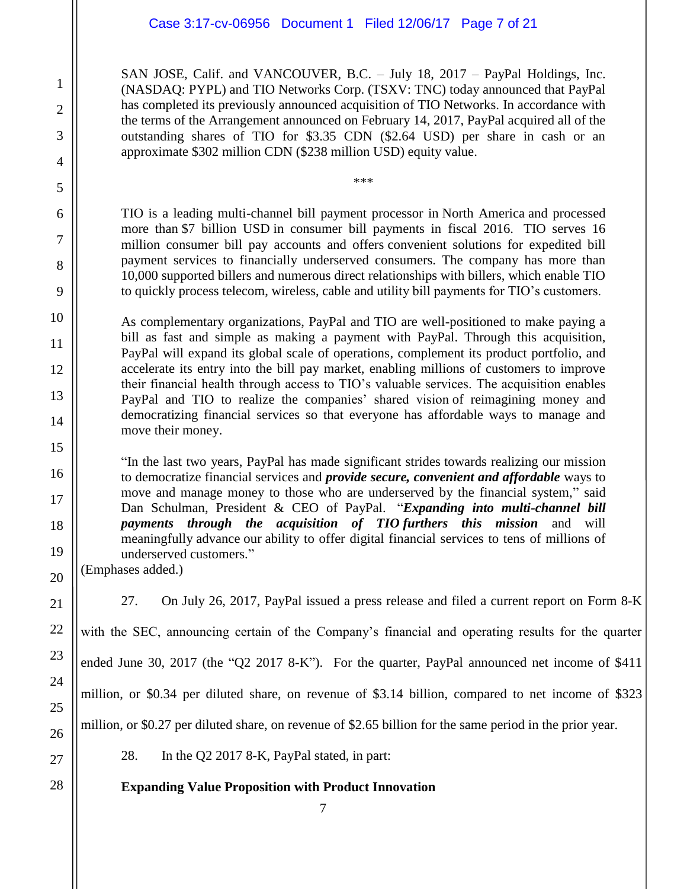SAN JOSE, Calif. and VANCOUVER, B.C. – July 18, 2017 – PayPal Holdings, Inc. (NASDAQ: PYPL) and TIO Networks Corp. (TSXV: TNC) today announced that PayPal has completed its previously announced acquisition of TIO Networks. In accordance with the terms of the Arrangement announced on February 14, 2017, PayPal acquired all of the outstanding shares of TIO for $3.35 CDN ($2.64 USD) per share in cash or an approximate $302 million CDN ($238 million USD) equity value.

***

TIO is a leading multi-channel bill payment processor in North America and processed more than $7 billion USD in consumer bill payments in fiscal 2016. TIO serves 16 million consumer bill pay accounts and offers convenient solutions for expedited bill payment services to financially underserved consumers. The company has more than 10,000 supported billers and numerous direct relationships with billers, which enable TIO to quickly process telecom, wireless, cable and utility bill payments for TIO's customers.

As complementary organizations, PayPal and TIO are well-positioned to make paying a bill as fast and simple as making a payment with PayPal. Through this acquisition, PayPal will expand its global scale of operations, complement its product portfolio, and accelerate its entry into the bill pay market, enabling millions of customers to improve their financial health through access to TIO's valuable services. The acquisition enables PayPal and TIO to realize the companies' shared vision of reimagining money and democratizing financial services so that everyone has affordable ways to manage and move their money.

"In the last two years, PayPal has made significant strides towards realizing our mission to democratize financial services and ***provide secure, convenient and affordable*** ways to move and manage money to those who are underserved by the financial system," said Dan Schulman, President & CEO of PayPal. "***Expanding into multi-channel bill payments through the acquisition of TIO furthers this mission*** and will meaningfully advance our ability to offer digital financial services to tens of millions of underserved customers."

(Emphases added.)

27. On July 26, 2017, PayPal issued a press release and filed a current report on Form 8-K with the SEC, announcing certain of the Company's financial and operating results for the quarter ended June 30, 2017 (the "Q2 2017 8-K"). For the quarter, PayPal announced net income of $411 million, or $0.34 per diluted share, on revenue of $3.14 billion, compared to net income of $323 million, or $0.27 per diluted share, on revenue of $2.65 billion for the same period in the prior year.

28. In the Q2 2017 8-K, PayPal stated, in part:

**Expanding Value Proposition with Product Innovation**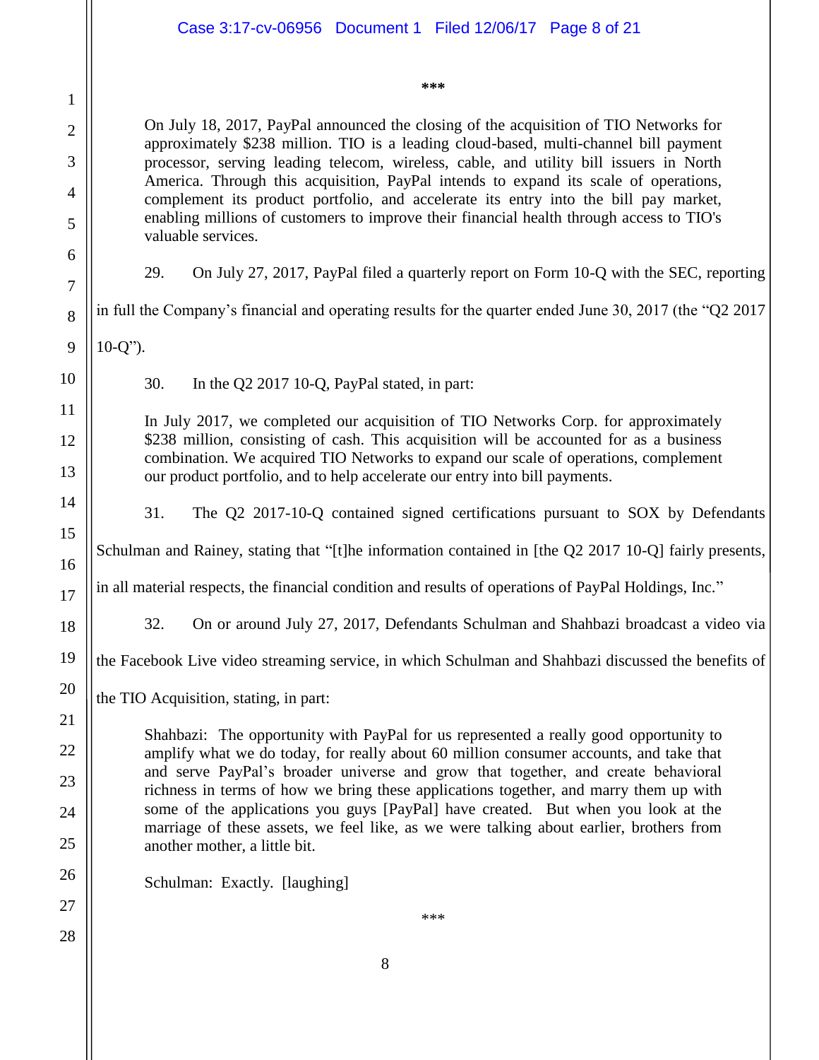\*\*\*

> On July 18, 2017, PayPal announced the closing of the acquisition of TIO Networks for approximately $238 million. TIO is a leading cloud-based, multi-channel bill payment processor, serving leading telecom, wireless, cable, and utility bill issuers in North America. Through this acquisition, PayPal intends to expand its scale of operations, complement its product portfolio, and accelerate its entry into the bill pay market, enabling millions of customers to improve their financial health through access to TIO's valuable services.

29. On July 27, 2017, PayPal filed a quarterly report on Form 10-Q with the SEC, reporting in full the Company's financial and operating results for the quarter ended June 30, 2017 (the "Q2 2017 10-Q").

30. In the Q2 2017 10-Q, PayPal stated, in part:

> In July 2017, we completed our acquisition of TIO Networks Corp. for approximately $238 million, consisting of cash. This acquisition will be accounted for as a business combination. We acquired TIO Networks to expand our scale of operations, complement our product portfolio, and to help accelerate our entry into bill payments.

31. The Q2 2017-10-Q contained signed certifications pursuant to SOX by Defendants Schulman and Rainey, stating that "[t]he information contained in [the Q2 2017 10-Q] fairly presents, in all material respects, the financial condition and results of operations of PayPal Holdings, Inc."

32. On or around July 27, 2017, Defendants Schulman and Shahbazi broadcast a video via the Facebook Live video streaming service, in which Schulman and Shahbazi discussed the benefits of the TIO Acquisition, stating, in part:

> Shahbazi: The opportunity with PayPal for us represented a really good opportunity to amplify what we do today, for really about 60 million consumer accounts, and take that and serve PayPal's broader universe and grow that together, and create behavioral richness in terms of how we bring these applications together, and marry them up with some of the applications you guys [PayPal] have created. But when you look at the marriage of these assets, we feel like, as we were talking about earlier, brothers from another mother, a little bit.
>
> Schulman: Exactly. [laughing]

\*\*\*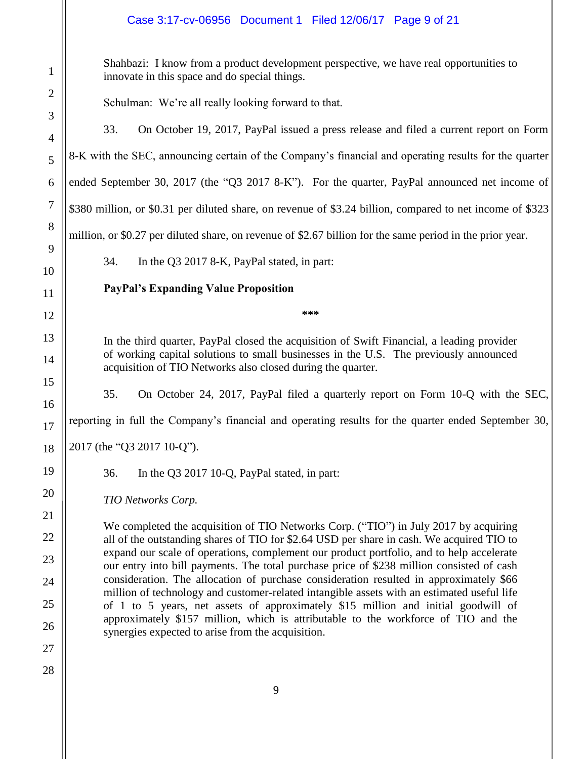Shahbazi: I know from a product development perspective, we have real opportunities to innovate in this space and do special things.

Schulman: We're all really looking forward to that.

33. On October 19, 2017, PayPal issued a press release and filed a current report on Form 8-K with the SEC, announcing certain of the Company's financial and operating results for the quarter ended September 30, 2017 (the "Q3 2017 8-K"). For the quarter, PayPal announced net income of $380 million, or $0.31 per diluted share, on revenue of $3.24 billion, compared to net income of $323 million, or $0.27 per diluted share, on revenue of $2.67 billion for the same period in the prior year.

34. In the Q3 2017 8-K, PayPal stated, in part:

**PayPal's Expanding Value Proposition**

***

In the third quarter, PayPal closed the acquisition of Swift Financial, a leading provider of working capital solutions to small businesses in the U.S. The previously announced acquisition of TIO Networks also closed during the quarter.

35. On October 24, 2017, PayPal filed a quarterly report on Form 10-Q with the SEC, reporting in full the Company's financial and operating results for the quarter ended September 30, 2017 (the "Q3 2017 10-Q").

36. In the Q3 2017 10-Q, PayPal stated, in part:

*TIO Networks Corp.*

We completed the acquisition of TIO Networks Corp. ("TIO") in July 2017 by acquiring all of the outstanding shares of TIO for $2.64 USD per share in cash. We acquired TIO to expand our scale of operations, complement our product portfolio, and to help accelerate our entry into bill payments. The total purchase price of $238 million consisted of cash consideration. The allocation of purchase consideration resulted in approximately $66 million of technology and customer-related intangible assets with an estimated useful life of 1 to 5 years, net assets of approximately $15 million and initial goodwill of approximately $157 million, which is attributable to the workforce of TIO and the synergies expected to arise from the acquisition.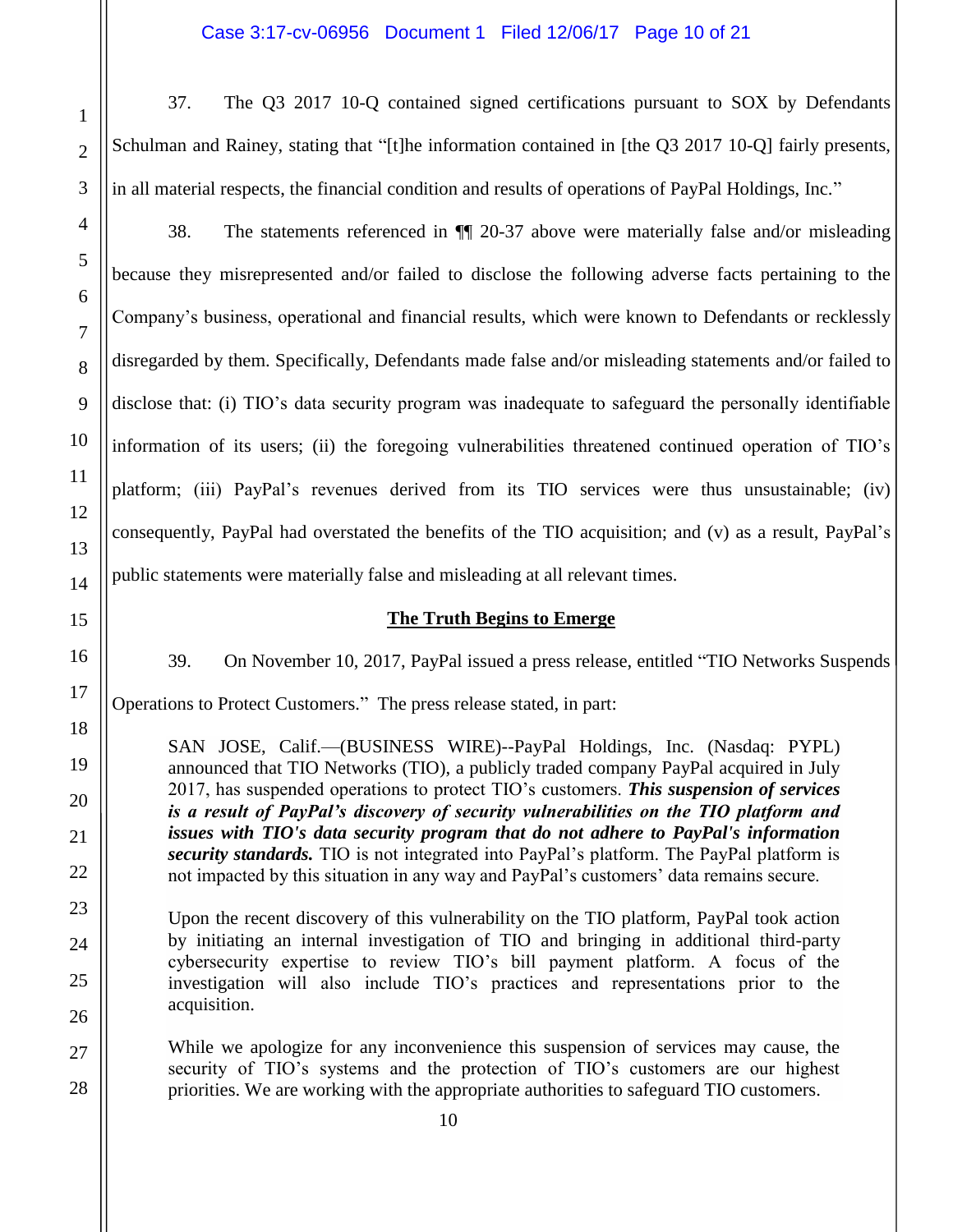37. The Q3 2017 10-Q contained signed certifications pursuant to SOX by Defendants Schulman and Rainey, stating that "[t]he information contained in [the Q3 2017 10-Q] fairly presents, in all material respects, the financial condition and results of operations of PayPal Holdings, Inc."

38. The statements referenced in ¶¶ 20-37 above were materially false and/or misleading because they misrepresented and/or failed to disclose the following adverse facts pertaining to the Company's business, operational and financial results, which were known to Defendants or recklessly disregarded by them. Specifically, Defendants made false and/or misleading statements and/or failed to disclose that: (i) TIO's data security program was inadequate to safeguard the personally identifiable information of its users; (ii) the foregoing vulnerabilities threatened continued operation of TIO's platform; (iii) PayPal's revenues derived from its TIO services were thus unsustainable; (iv) consequently, PayPal had overstated the benefits of the TIO acquisition; and (v) as a result, PayPal's public statements were materially false and misleading at all relevant times.

## The Truth Begins to Emerge

39. On November 10, 2017, PayPal issued a press release, entitled "TIO Networks Suspends Operations to Protect Customers." The press release stated, in part:

> SAN JOSE, Calif.—(BUSINESS WIRE)--PayPal Holdings, Inc. (Nasdaq: PYPL) announced that TIO Networks (TIO), a publicly traded company PayPal acquired in July 2017, has suspended operations to protect TIO's customers. ***This suspension of services is a result of PayPal's discovery of security vulnerabilities on the TIO platform and issues with TIO's data security program that do not adhere to PayPal's information security standards.*** TIO is not integrated into PayPal's platform. The PayPal platform is not impacted by this situation in any way and PayPal's customers' data remains secure.
>
> Upon the recent discovery of this vulnerability on the TIO platform, PayPal took action by initiating an internal investigation of TIO and bringing in additional third-party cybersecurity expertise to review TIO's bill payment platform. A focus of the investigation will also include TIO's practices and representations prior to the acquisition.
>
> While we apologize for any inconvenience this suspension of services may cause, the security of TIO's systems and the protection of TIO's customers are our highest priorities. We are working with the appropriate authorities to safeguard TIO customers.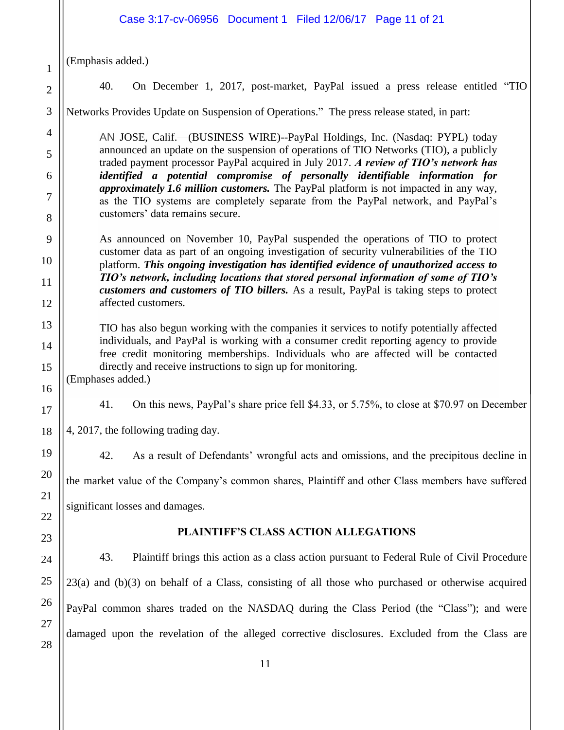(Emphasis added.)

40. On December 1, 2017, post-market, PayPal issued a press release entitled "TIO Networks Provides Update on Suspension of Operations." The press release stated, in part:

> AN JOSE, Calif.—(BUSINESS WIRE)--PayPal Holdings, Inc. (Nasdaq: PYPL) today announced an update on the suspension of operations of TIO Networks (TIO), a publicly traded payment processor PayPal acquired in July 2017. ***A review of TIO's network has identified a potential compromise of personally identifiable information for approximately 1.6 million customers.*** The PayPal platform is not impacted in any way, as the TIO systems are completely separate from the PayPal network, and PayPal's customers' data remains secure.
>
> As announced on November 10, PayPal suspended the operations of TIO to protect customer data as part of an ongoing investigation of security vulnerabilities of the TIO platform. ***This ongoing investigation has identified evidence of unauthorized access to TIO's network, including locations that stored personal information of some of TIO's customers and customers of TIO billers.*** As a result, PayPal is taking steps to protect affected customers.
>
> TIO has also begun working with the companies it services to notify potentially affected individuals, and PayPal is working with a consumer credit reporting agency to provide free credit monitoring memberships. Individuals who are affected will be contacted directly and receive instructions to sign up for monitoring.

(Emphases added.)

41. On this news, PayPal's share price fell $4.33, or 5.75%, to close at $70.97 on December 4, 2017, the following trading day.

42. As a result of Defendants' wrongful acts and omissions, and the precipitous decline in the market value of the Company's common shares, Plaintiff and other Class members have suffered significant losses and damages.

## PLAINTIFF'S CLASS ACTION ALLEGATIONS

43. Plaintiff brings this action as a class action pursuant to Federal Rule of Civil Procedure 23(a) and (b)(3) on behalf of a Class, consisting of all those who purchased or otherwise acquired PayPal common shares traded on the NASDAQ during the Class Period (the "Class"); and were damaged upon the revelation of the alleged corrective disclosures. Excluded from the Class are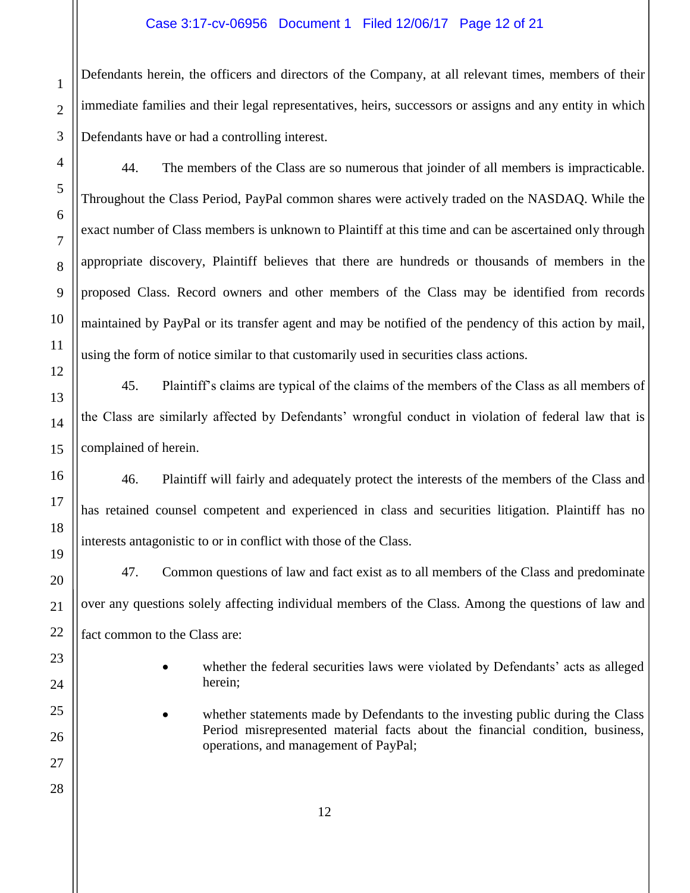Defendants herein, the officers and directors of the Company, at all relevant times, members of their immediate families and their legal representatives, heirs, successors or assigns and any entity in which Defendants have or had a controlling interest.

44. The members of the Class are so numerous that joinder of all members is impracticable. Throughout the Class Period, PayPal common shares were actively traded on the NASDAQ. While the exact number of Class members is unknown to Plaintiff at this time and can be ascertained only through appropriate discovery, Plaintiff believes that there are hundreds or thousands of members in the proposed Class. Record owners and other members of the Class may be identified from records maintained by PayPal or its transfer agent and may be notified of the pendency of this action by mail, using the form of notice similar to that customarily used in securities class actions.

45. Plaintiff's claims are typical of the claims of the members of the Class as all members of the Class are similarly affected by Defendants' wrongful conduct in violation of federal law that is complained of herein.

46. Plaintiff will fairly and adequately protect the interests of the members of the Class and has retained counsel competent and experienced in class and securities litigation. Plaintiff has no interests antagonistic to or in conflict with those of the Class.

47. Common questions of law and fact exist as to all members of the Class and predominate over any questions solely affecting individual members of the Class. Among the questions of law and fact common to the Class are:

- whether the federal securities laws were violated by Defendants' acts as alleged herein;
- whether statements made by Defendants to the investing public during the Class Period misrepresented material facts about the financial condition, business, operations, and management of PayPal;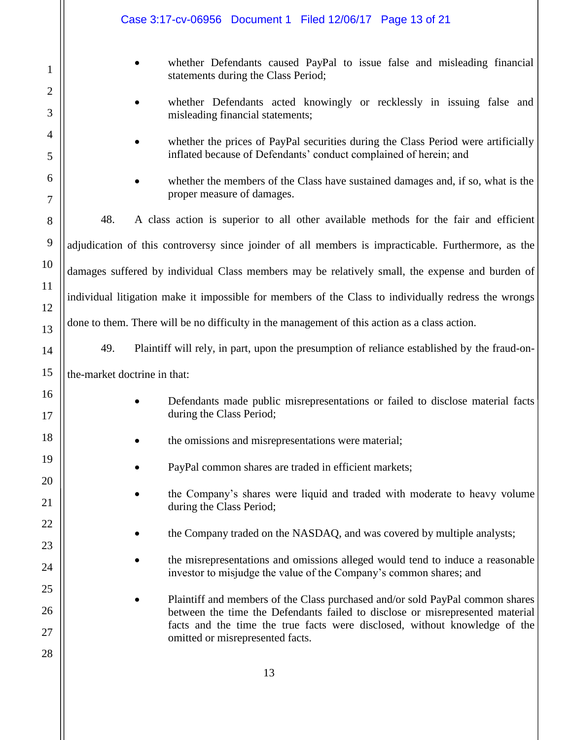- whether Defendants caused PayPal to issue false and misleading financial statements during the Class Period;
- whether Defendants acted knowingly or recklessly in issuing false and misleading financial statements;
- whether the prices of PayPal securities during the Class Period were artificially inflated because of Defendants' conduct complained of herein; and
- whether the members of the Class have sustained damages and, if so, what is the proper measure of damages.

48. A class action is superior to all other available methods for the fair and efficient adjudication of this controversy since joinder of all members is impracticable. Furthermore, as the damages suffered by individual Class members may be relatively small, the expense and burden of individual litigation make it impossible for members of the Class to individually redress the wrongs done to them. There will be no difficulty in the management of this action as a class action.

49. Plaintiff will rely, in part, upon the presumption of reliance established by the fraud-on-the-market doctrine in that:

- Defendants made public misrepresentations or failed to disclose material facts during the Class Period;
- the omissions and misrepresentations were material;
- PayPal common shares are traded in efficient markets;
- the Company's shares were liquid and traded with moderate to heavy volume during the Class Period;
- the Company traded on the NASDAQ, and was covered by multiple analysts;
- the misrepresentations and omissions alleged would tend to induce a reasonable investor to misjudge the value of the Company's common shares; and
- Plaintiff and members of the Class purchased and/or sold PayPal common shares between the time the Defendants failed to disclose or misrepresented material facts and the time the true facts were disclosed, without knowledge of the omitted or misrepresented facts.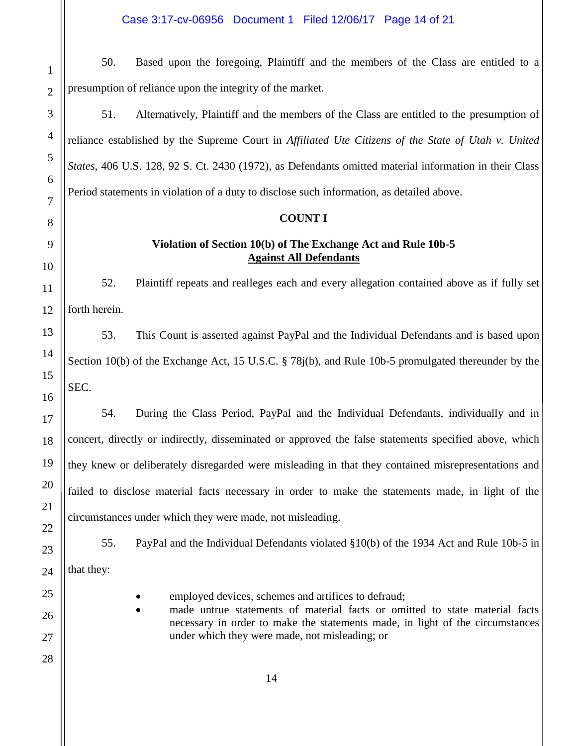50. Based upon the foregoing, Plaintiff and the members of the Class are entitled to a presumption of reliance upon the integrity of the market.

51. Alternatively, Plaintiff and the members of the Class are entitled to the presumption of reliance established by the Supreme Court in *Affiliated Ute Citizens of the State of Utah v. United States*, 406 U.S. 128, 92 S. Ct. 2430 (1972), as Defendants omitted material information in their Class Period statements in violation of a duty to disclose such information, as detailed above.

**COUNT I**

**Violation of Section 10(b) of The Exchange Act and Rule 10b-5**
**Against All Defendants**

52. Plaintiff repeats and realleges each and every allegation contained above as if fully set forth herein.

53. This Count is asserted against PayPal and the Individual Defendants and is based upon Section 10(b) of the Exchange Act, 15 U.S.C. § 78j(b), and Rule 10b-5 promulgated thereunder by the SEC.

54. During the Class Period, PayPal and the Individual Defendants, individually and in concert, directly or indirectly, disseminated or approved the false statements specified above, which they knew or deliberately disregarded were misleading in that they contained misrepresentations and failed to disclose material facts necessary in order to make the statements made, in light of the circumstances under which they were made, not misleading.

55. PayPal and the Individual Defendants violated §10(b) of the 1934 Act and Rule 10b-5 in that they:

- employed devices, schemes and artifices to defraud;
- made untrue statements of material facts or omitted to state material facts necessary in order to make the statements made, in light of the circumstances under which they were made, not misleading; or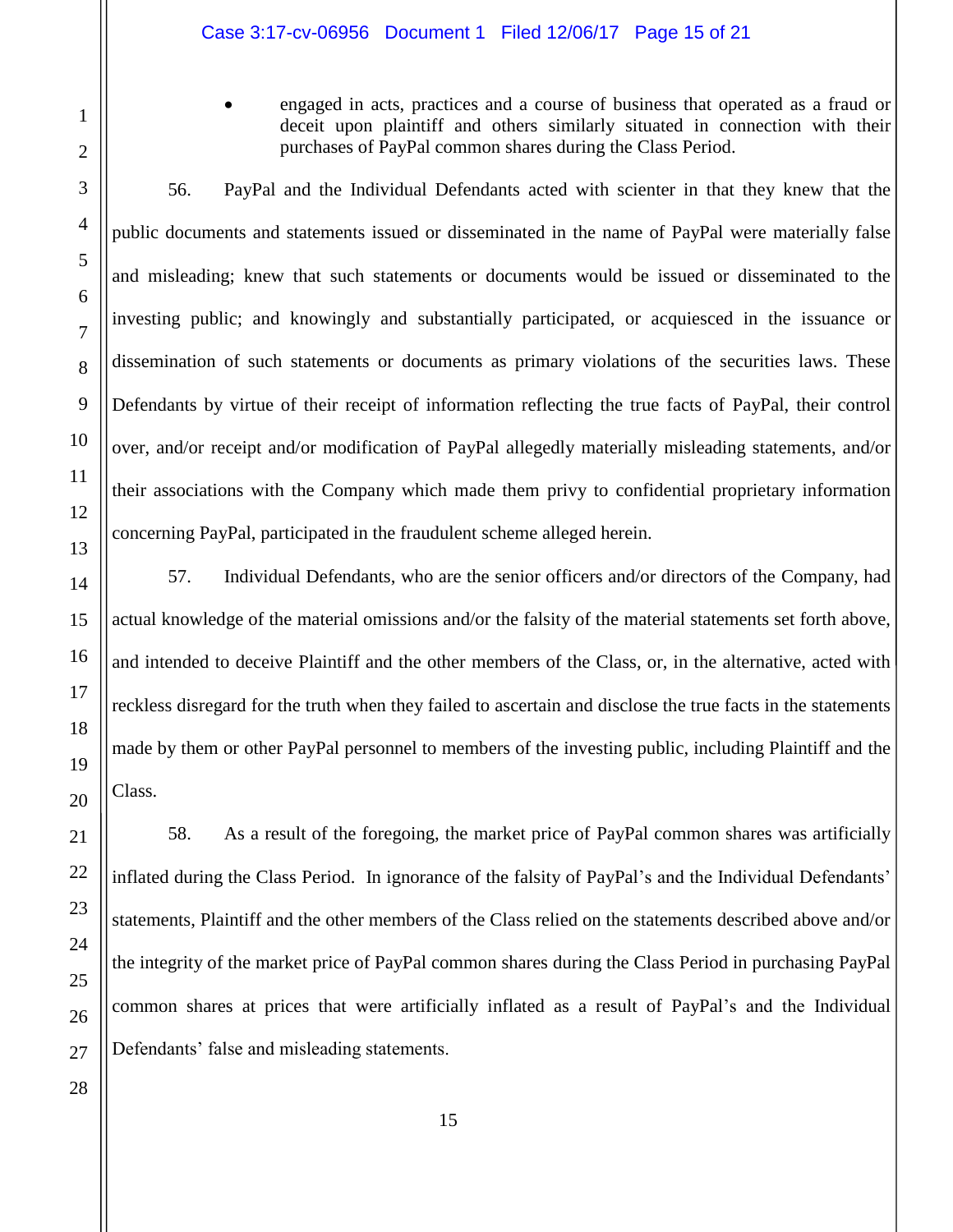- engaged in acts, practices and a course of business that operated as a fraud or deceit upon plaintiff and others similarly situated in connection with their purchases of PayPal common shares during the Class Period.

56. PayPal and the Individual Defendants acted with scienter in that they knew that the public documents and statements issued or disseminated in the name of PayPal were materially false and misleading; knew that such statements or documents would be issued or disseminated to the investing public; and knowingly and substantially participated, or acquiesced in the issuance or dissemination of such statements or documents as primary violations of the securities laws. These Defendants by virtue of their receipt of information reflecting the true facts of PayPal, their control over, and/or receipt and/or modification of PayPal allegedly materially misleading statements, and/or their associations with the Company which made them privy to confidential proprietary information concerning PayPal, participated in the fraudulent scheme alleged herein.

57. Individual Defendants, who are the senior officers and/or directors of the Company, had actual knowledge of the material omissions and/or the falsity of the material statements set forth above, and intended to deceive Plaintiff and the other members of the Class, or, in the alternative, acted with reckless disregard for the truth when they failed to ascertain and disclose the true facts in the statements made by them or other PayPal personnel to members of the investing public, including Plaintiff and the Class.

58. As a result of the foregoing, the market price of PayPal common shares was artificially inflated during the Class Period. In ignorance of the falsity of PayPal's and the Individual Defendants' statements, Plaintiff and the other members of the Class relied on the statements described above and/or the integrity of the market price of PayPal common shares during the Class Period in purchasing PayPal common shares at prices that were artificially inflated as a result of PayPal's and the Individual Defendants' false and misleading statements.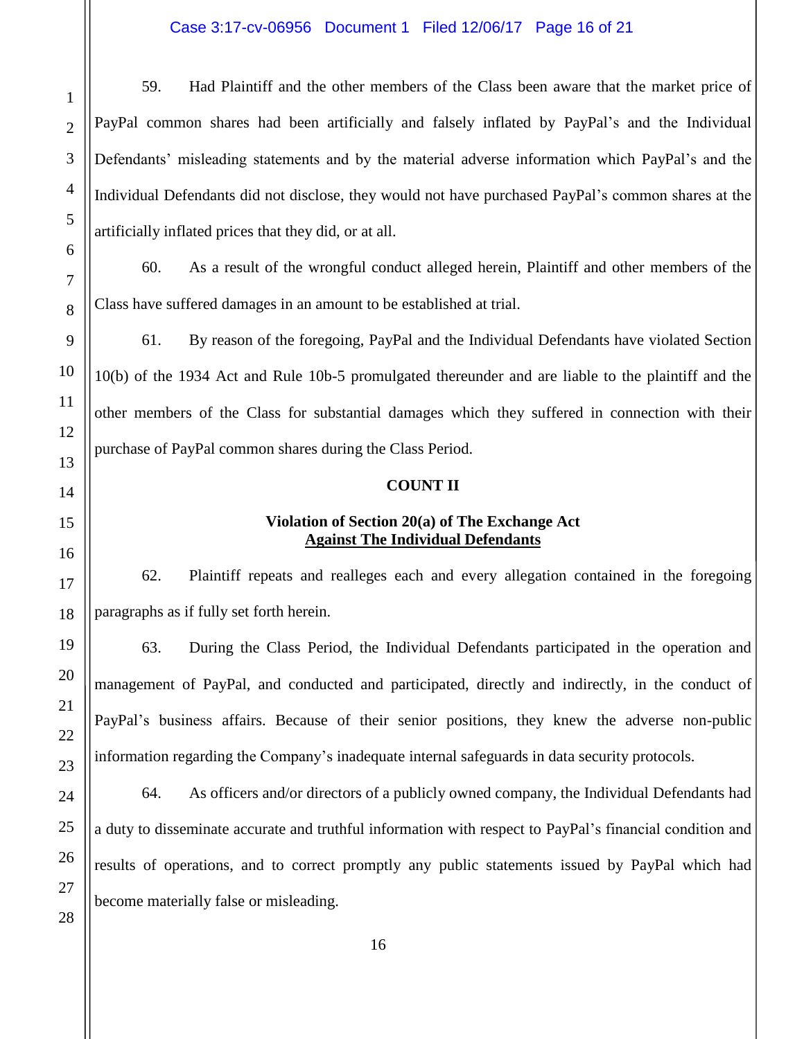59. Had Plaintiff and the other members of the Class been aware that the market price of PayPal common shares had been artificially and falsely inflated by PayPal's and the Individual Defendants' misleading statements and by the material adverse information which PayPal's and the Individual Defendants did not disclose, they would not have purchased PayPal's common shares at the artificially inflated prices that they did, or at all.

60. As a result of the wrongful conduct alleged herein, Plaintiff and other members of the Class have suffered damages in an amount to be established at trial.

61. By reason of the foregoing, PayPal and the Individual Defendants have violated Section 10(b) of the 1934 Act and Rule 10b-5 promulgated thereunder and are liable to the plaintiff and the other members of the Class for substantial damages which they suffered in connection with their purchase of PayPal common shares during the Class Period.

**COUNT II**

**Violation of Section 20(a) of The Exchange Act**
**<u>Against The Individual Defendants</u>**

62. Plaintiff repeats and realleges each and every allegation contained in the foregoing paragraphs as if fully set forth herein.

63. During the Class Period, the Individual Defendants participated in the operation and management of PayPal, and conducted and participated, directly and indirectly, in the conduct of PayPal's business affairs. Because of their senior positions, they knew the adverse non-public information regarding the Company's inadequate internal safeguards in data security protocols.

64. As officers and/or directors of a publicly owned company, the Individual Defendants had a duty to disseminate accurate and truthful information with respect to PayPal's financial condition and results of operations, and to correct promptly any public statements issued by PayPal which had become materially false or misleading.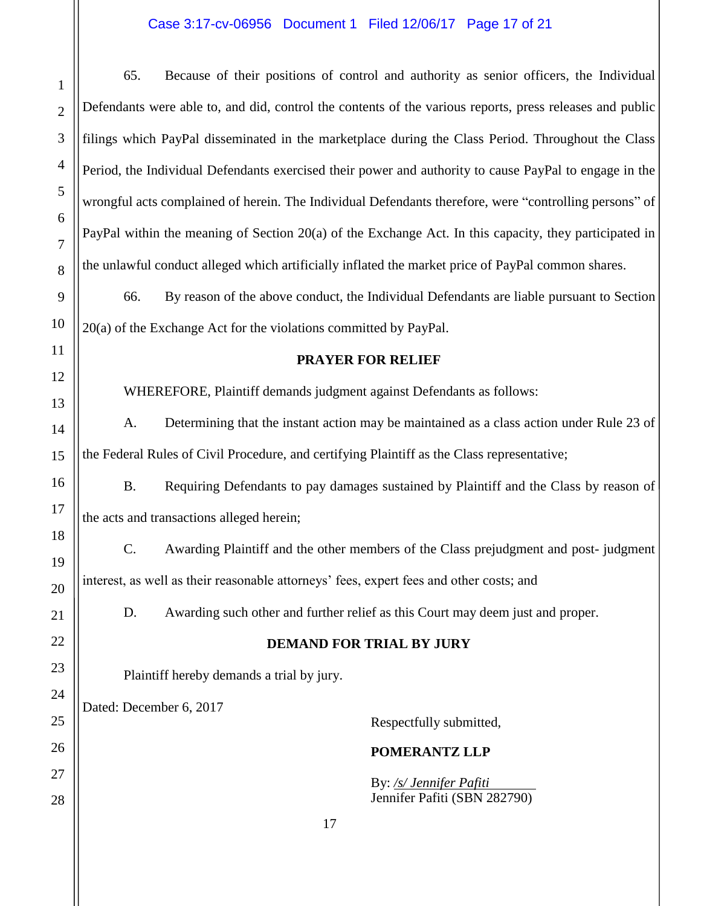65. Because of their positions of control and authority as senior officers, the Individual Defendants were able to, and did, control the contents of the various reports, press releases and public filings which PayPal disseminated in the marketplace during the Class Period. Throughout the Class Period, the Individual Defendants exercised their power and authority to cause PayPal to engage in the wrongful acts complained of herein. The Individual Defendants therefore, were "controlling persons" of PayPal within the meaning of Section 20(a) of the Exchange Act. In this capacity, they participated in the unlawful conduct alleged which artificially inflated the market price of PayPal common shares.

66. By reason of the above conduct, the Individual Defendants are liable pursuant to Section 20(a) of the Exchange Act for the violations committed by PayPal.

**PRAYER FOR RELIEF**

WHEREFORE, Plaintiff demands judgment against Defendants as follows:

A. Determining that the instant action may be maintained as a class action under Rule 23 of the Federal Rules of Civil Procedure, and certifying Plaintiff as the Class representative;

B. Requiring Defendants to pay damages sustained by Plaintiff and the Class by reason of the acts and transactions alleged herein;

C. Awarding Plaintiff and the other members of the Class prejudgment and post- judgment interest, as well as their reasonable attorneys' fees, expert fees and other costs; and

D. Awarding such other and further relief as this Court may deem just and proper.

**DEMAND FOR TRIAL BY JURY**

Plaintiff hereby demands a trial by jury.

Dated: December 6, 2017

Respectfully submitted,

**POMERANTZ LLP**

By: */s/ Jennifer Pafiti*
Jennifer Pafiti (SBN 282790)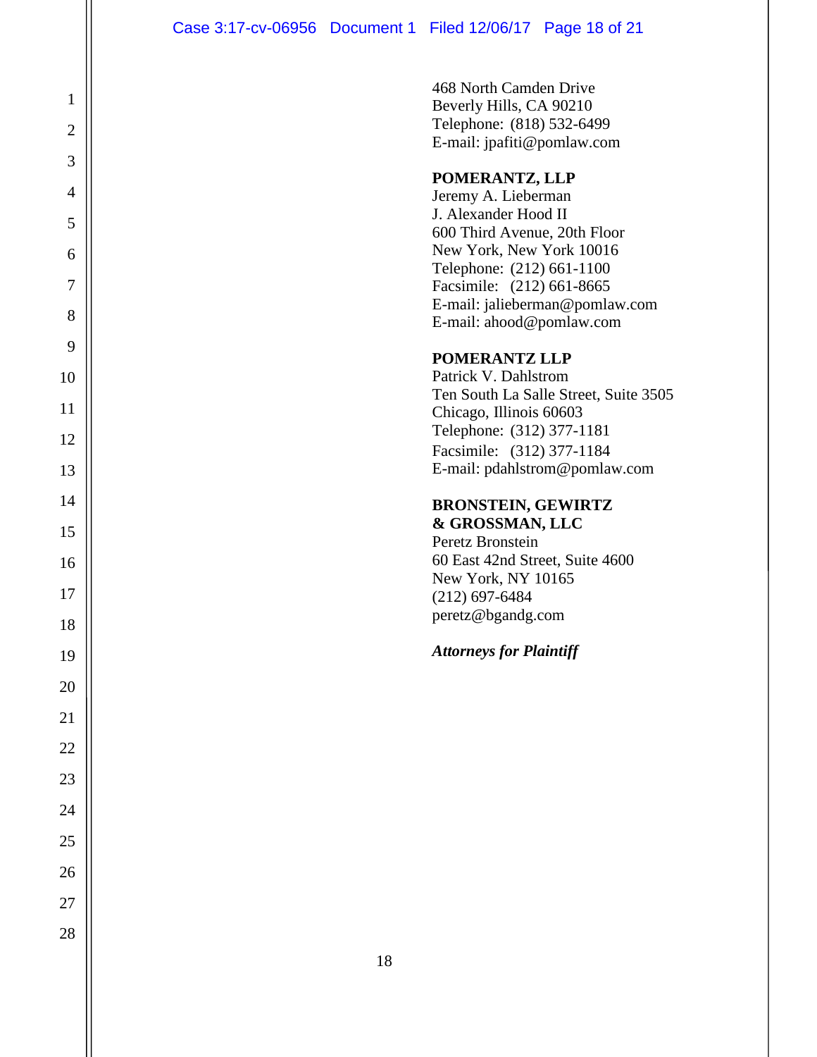468 North Camden Drive
Beverly Hills, CA 90210
Telephone: (818) 532-6499
E-mail: jpafiti@pomlaw.com

**POMERANTZ, LLP**
Jeremy A. Lieberman
J. Alexander Hood II
600 Third Avenue, 20th Floor
New York, New York 10016
Telephone: (212) 661-1100
Facsimile: (212) 661-8665
E-mail: jalieberman@pomlaw.com
E-mail: ahood@pomlaw.com

**POMERANTZ LLP**
Patrick V. Dahlstrom
Ten South La Salle Street, Suite 3505
Chicago, Illinois 60603
Telephone: (312) 377-1181
Facsimile: (312) 377-1184
E-mail: pdahlstrom@pomlaw.com

**BRONSTEIN, GEWIRTZ & GROSSMAN, LLC**
Peretz Bronstein
60 East 42nd Street, Suite 4600
New York, NY 10165
(212) 697-6484
peretz@bgandg.com

***Attorneys for Plaintiff***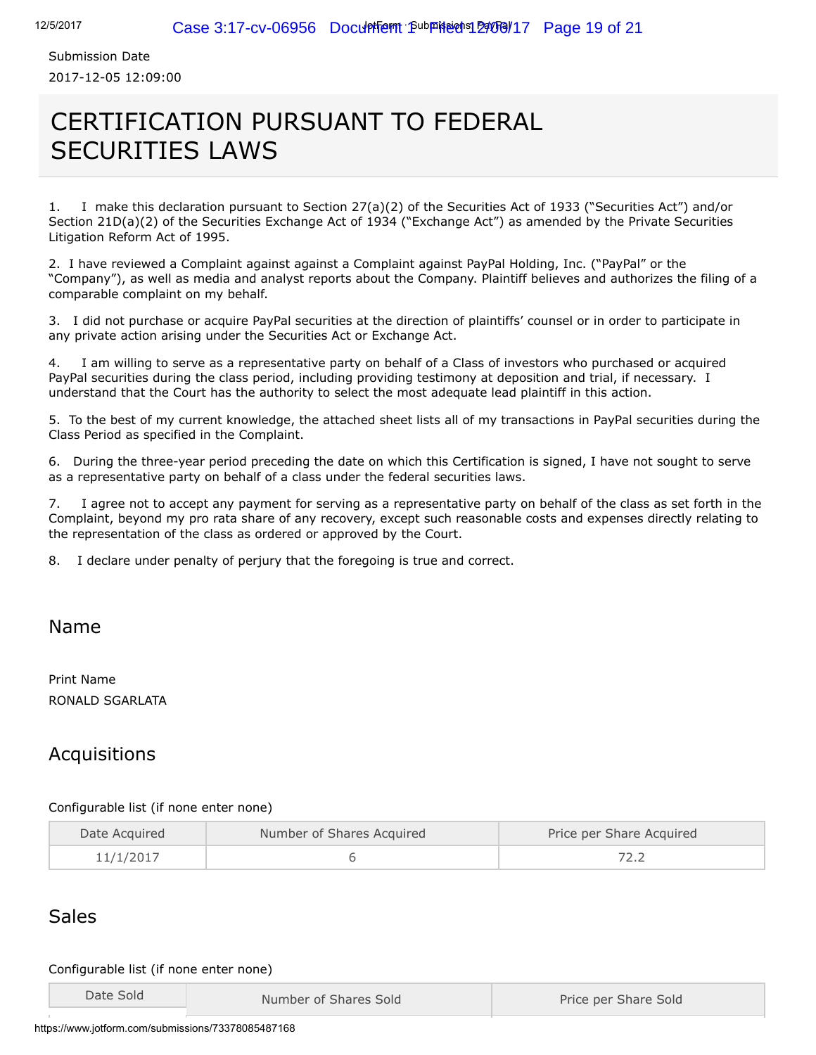Submission Date

2017-12-05 12:09:00

# CERTIFICATION PURSUANT TO FEDERAL SECURITIES LAWS

1. I make this declaration pursuant to Section 27(a)(2) of the Securities Act of 1933 ("Securities Act") and/or Section 21D(a)(2) of the Securities Exchange Act of 1934 ("Exchange Act") as amended by the Private Securities Litigation Reform Act of 1995.

2. I have reviewed a Complaint against against a Complaint against PayPal Holding, Inc. ("PayPal" or the "Company"), as well as media and analyst reports about the Company. Plaintiff believes and authorizes the filing of a comparable complaint on my behalf.

3. I did not purchase or acquire PayPal securities at the direction of plaintiffs' counsel or in order to participate in any private action arising under the Securities Act or Exchange Act.

4. I am willing to serve as a representative party on behalf of a Class of investors who purchased or acquired PayPal securities during the class period, including providing testimony at deposition and trial, if necessary. I understand that the Court has the authority to select the most adequate lead plaintiff in this action.

5. To the best of my current knowledge, the attached sheet lists all of my transactions in PayPal securities during the Class Period as specified in the Complaint.

6. During the three-year period preceding the date on which this Certification is signed, I have not sought to serve as a representative party on behalf of a class under the federal securities laws.

7. I agree not to accept any payment for serving as a representative party on behalf of the class as set forth in the Complaint, beyond my pro rata share of any recovery, except such reasonable costs and expenses directly relating to the representation of the class as ordered or approved by the Court.

8. I declare under penalty of perjury that the foregoing is true and correct.

## Name

Print Name

RONALD SGARLATA

## Acquisitions

Configurable list (if none enter none)

| Date Acquired | Number of Shares Acquired | Price per Share Acquired |
|---|---|---|
| 11/1/2017 | 6 | 72.2 |

## Sales

Configurable list (if none enter none)

| Date Sold | Number of Shares Sold | Price per Share Sold |
|---|---|---|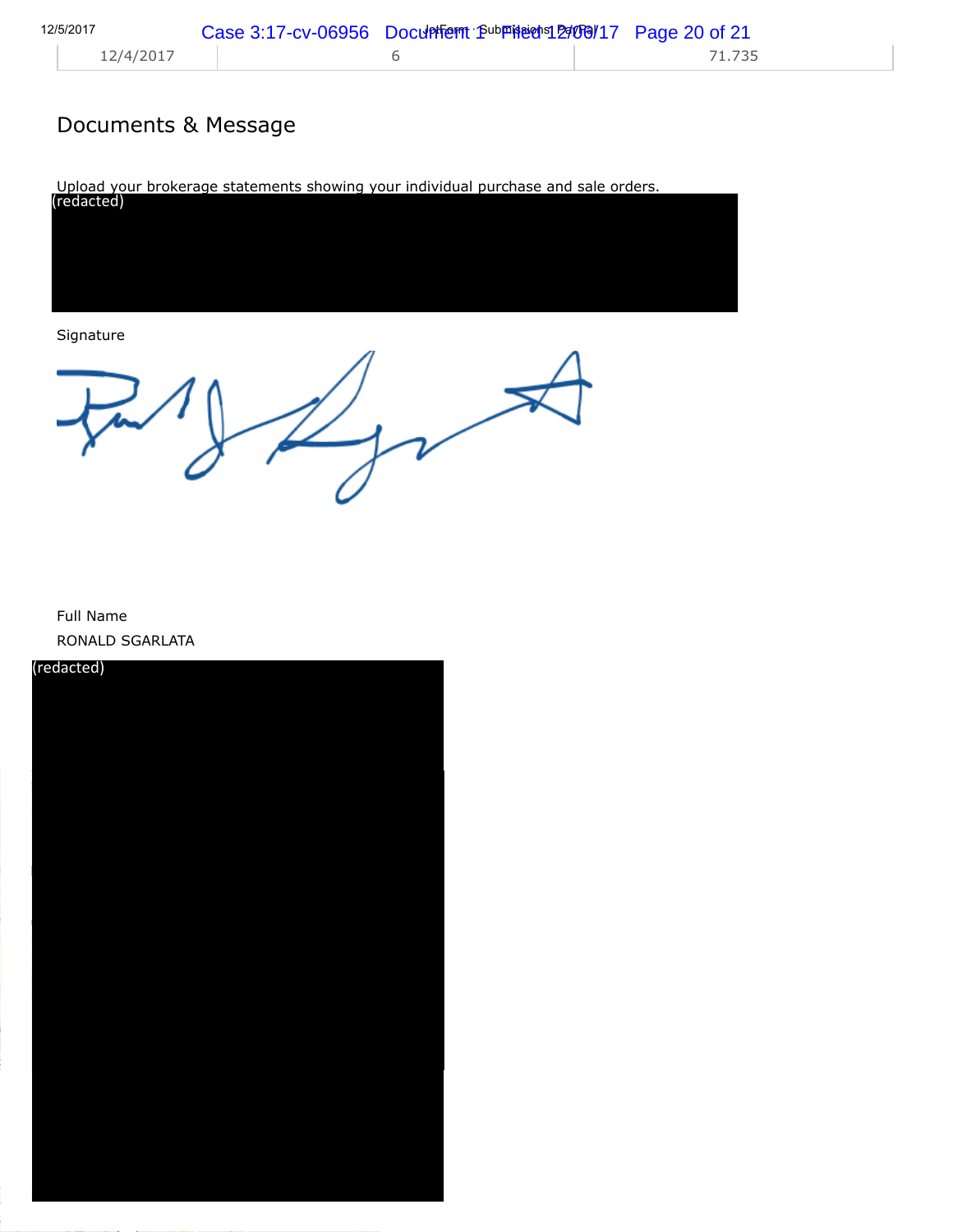| 12/4/2017 | 6 | 71.735 |
|---|---|---|

## Documents & Message

Upload your brokerage statements showing your individual purchase and sale orders.

(redacted)

Signature

Full Name

RONALD SGARLATA

(redacted)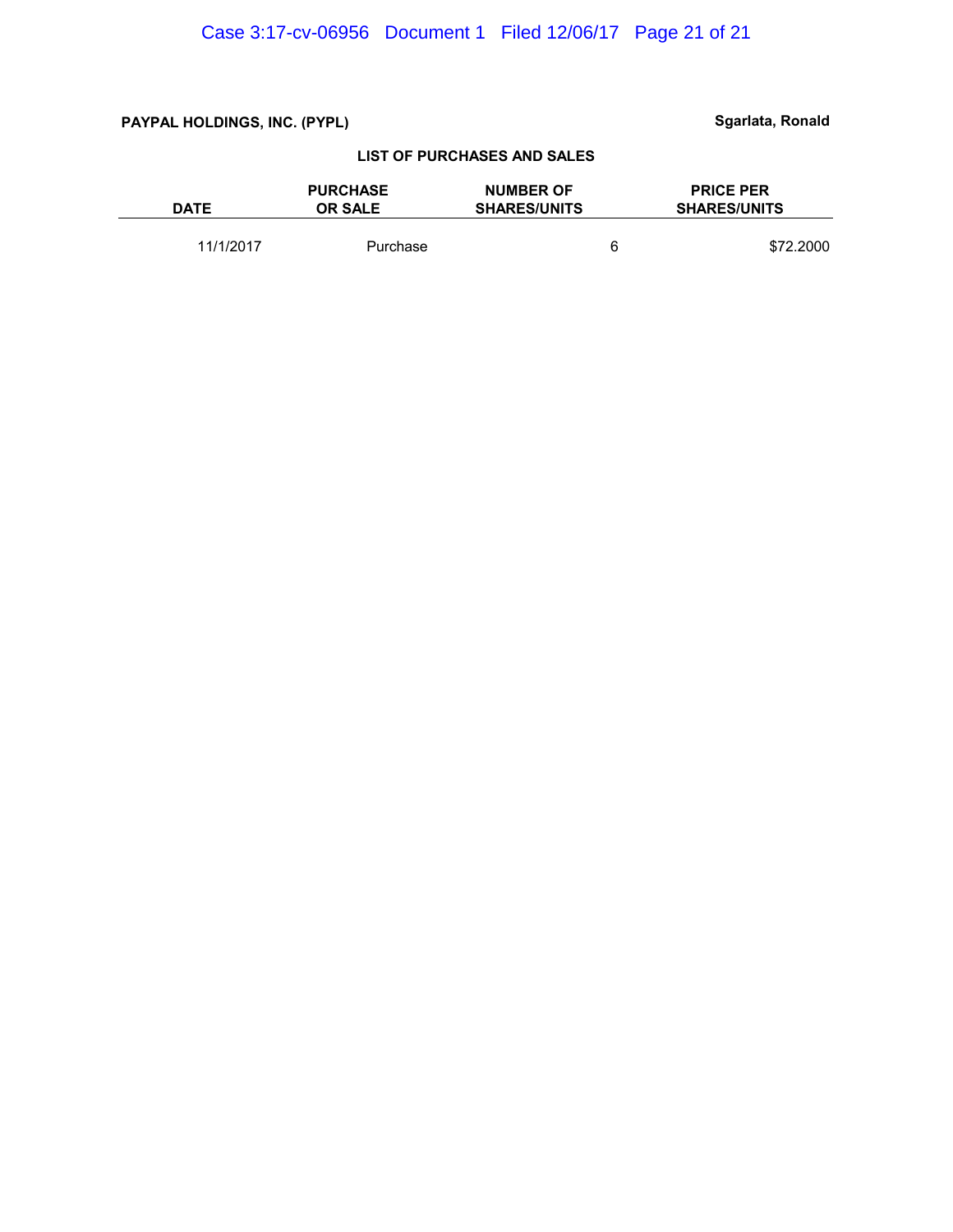**PAYPAL HOLDINGS, INC. (PYPL)** **Sgarlata, Ronald**

**LIST OF PURCHASES AND SALES**

| DATE | PURCHASE OR SALE | NUMBER OF SHARES/UNITS | PRICE PER SHARES/UNITS |
|---|---|---|---|
| 11/1/2017 | Purchase | 6 | $72.2000 |